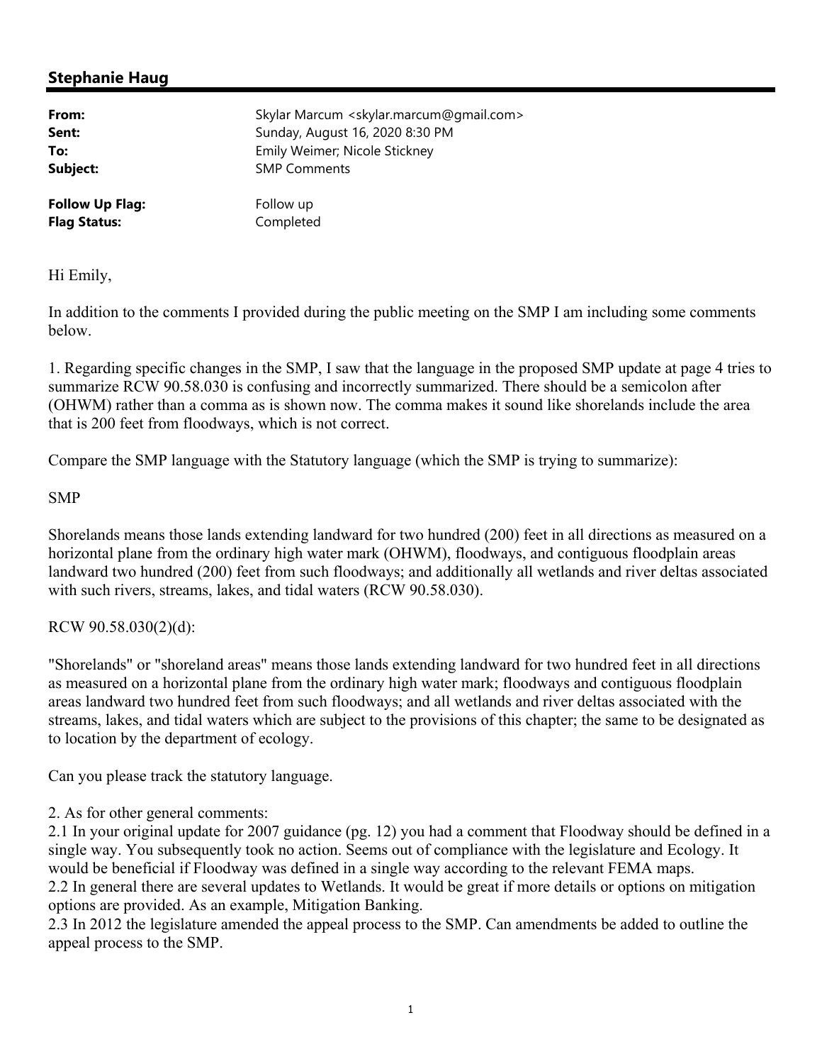# Stephanie Haug

**From:** Skylar Marcum <skylar.marcum@gmail.com>
**Sent:** Sunday, August 16, 2020 8:30 PM
**To:** Emily Weimer; Nicole Stickney
**Subject:** SMP Comments

**Follow Up Flag:** Follow up
**Flag Status:** Completed

Hi Emily,

In addition to the comments I provided during the public meeting on the SMP I am including some comments below.

1. Regarding specific changes in the SMP, I saw that the language in the proposed SMP update at page 4 tries to summarize RCW 90.58.030 is confusing and incorrectly summarized. There should be a semicolon after (OHWM) rather than a comma as is shown now. The comma makes it sound like shorelands include the area that is 200 feet from floodways, which is not correct.

Compare the SMP language with the Statutory language (which the SMP is trying to summarize):

SMP

Shorelands means those lands extending landward for two hundred (200) feet in all directions as measured on a horizontal plane from the ordinary high water mark (OHWM), floodways, and contiguous floodplain areas landward two hundred (200) feet from such floodways; and additionally all wetlands and river deltas associated with such rivers, streams, lakes, and tidal waters (RCW 90.58.030).

RCW 90.58.030(2)(d):

"Shorelands" or "shoreland areas" means those lands extending landward for two hundred feet in all directions as measured on a horizontal plane from the ordinary high water mark; floodways and contiguous floodplain areas landward two hundred feet from such floodways; and all wetlands and river deltas associated with the streams, lakes, and tidal waters which are subject to the provisions of this chapter; the same to be designated as to location by the department of ecology.

Can you please track the statutory language.

2. As for other general comments:
2.1 In your original update for 2007 guidance (pg. 12) you had a comment that Floodway should be defined in a single way. You subsequently took no action. Seems out of compliance with the legislature and Ecology. It would be beneficial if Floodway was defined in a single way according to the relevant FEMA maps.
2.2 In general there are several updates to Wetlands. It would be great if more details or options on mitigation options are provided. As an example, Mitigation Banking.
2.3 In 2012 the legislature amended the appeal process to the SMP. Can amendments be added to outline the appeal process to the SMP.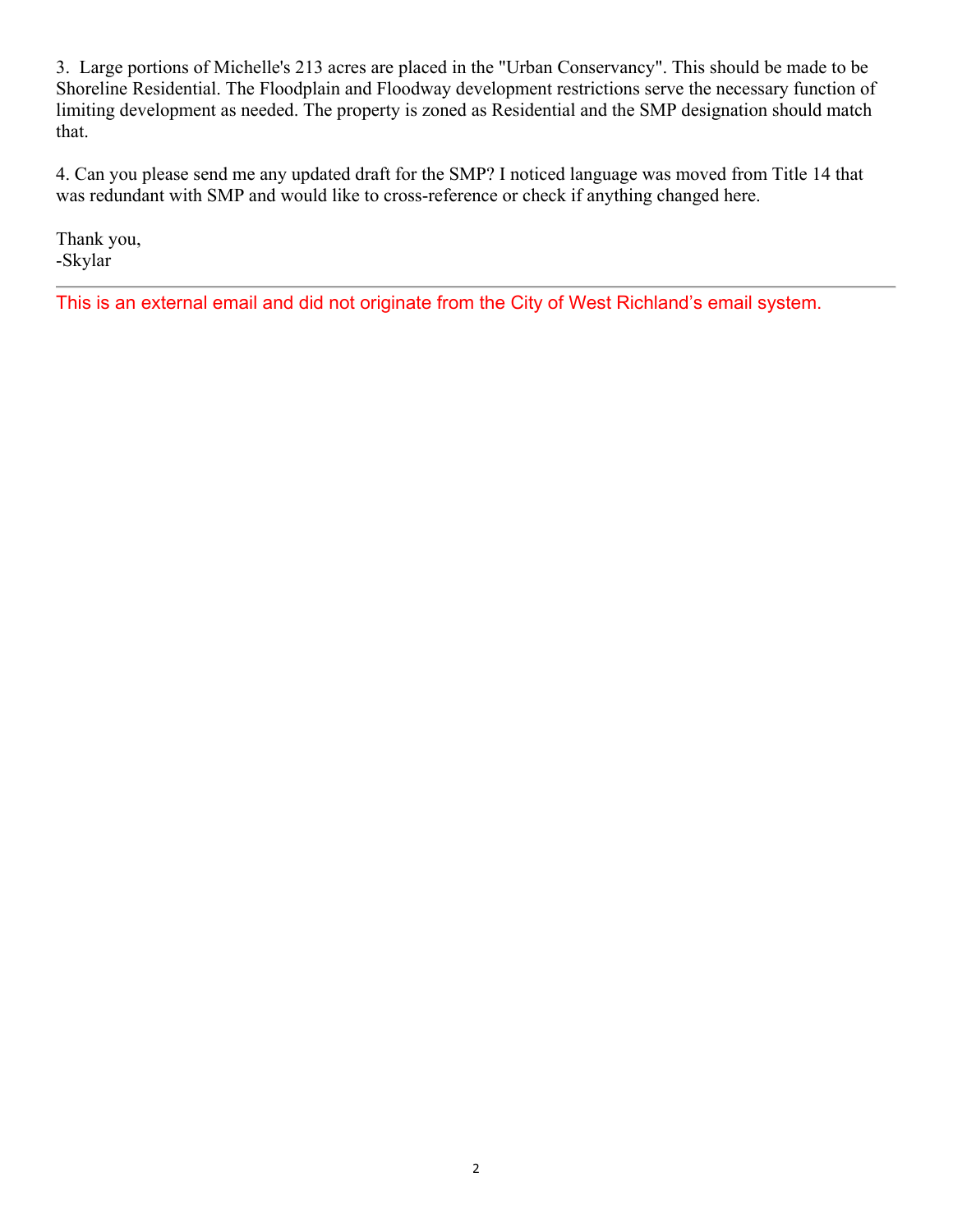3. Large portions of Michelle's 213 acres are placed in the "Urban Conservancy". This should be made to be Shoreline Residential. The Floodplain and Floodway development restrictions serve the necessary function of limiting development as needed. The property is zoned as Residential and the SMP designation should match that.

4. Can you please send me any updated draft for the SMP? I noticed language was moved from Title 14 that was redundant with SMP and would like to cross-reference or check if anything changed here.

Thank you,
-Skylar

---

This is an external email and did not originate from the City of West Richland's email system.